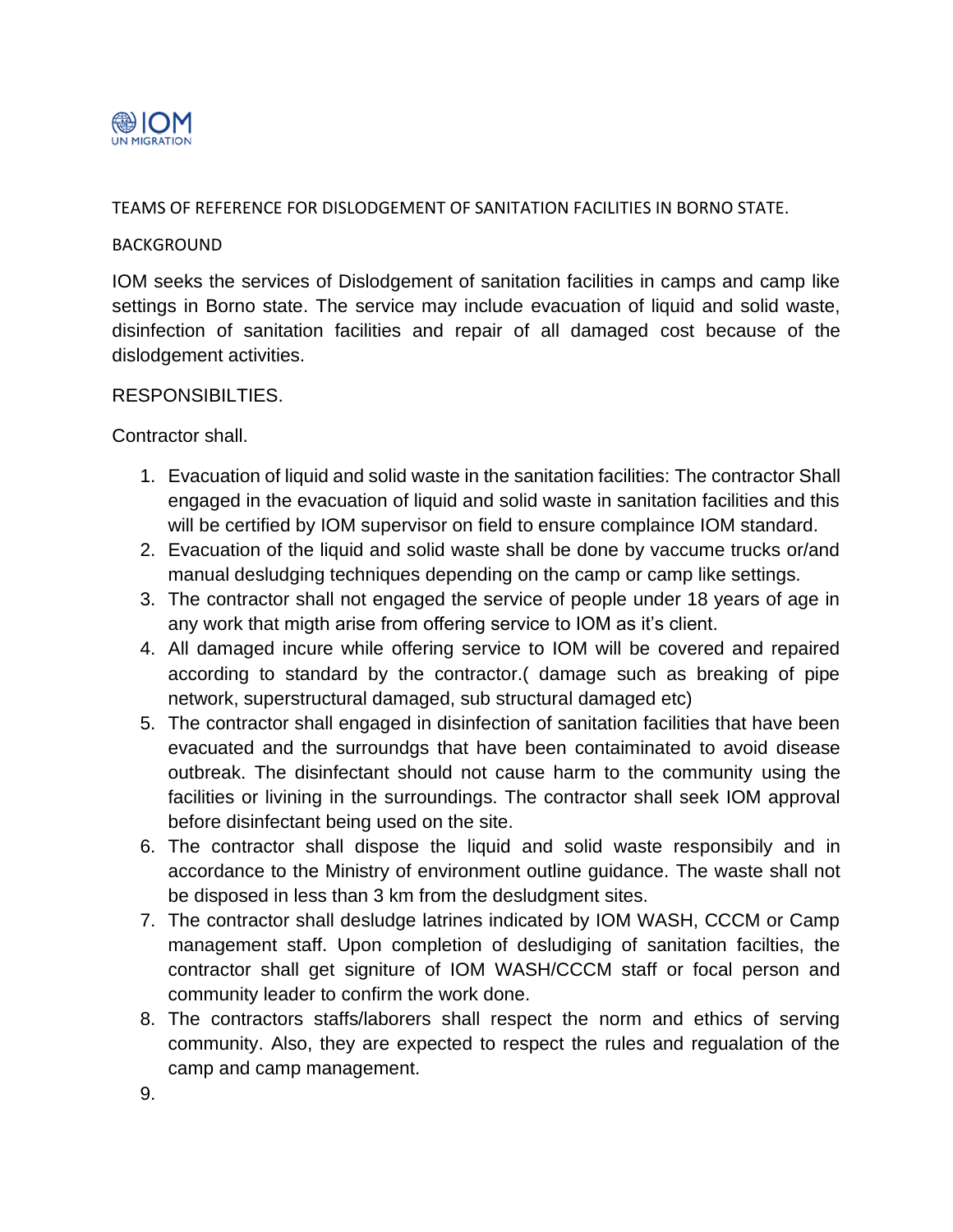TEAMS OF REFERENCE FOR DISLODGEMENT OF SANITATION FACILITIES IN BORNO STATE.

BACKGROUND

IOM seeks the services of Dislodgement of sanitation facilities in camps and camp like settings in Borno state. The service may include evacuation of liquid and solid waste, disinfection of sanitation facilities and repair of all damaged cost because of the dislodgement activities.

RESPONSIBILTIES.

Contractor shall.

1. Evacuation of liquid and solid waste in the sanitation facilities: The contractor Shall engaged in the evacuation of liquid and solid waste in sanitation facilities and this will be certified by IOM supervisor on field to ensure complaince IOM standard.
2. Evacuation of the liquid and solid waste shall be done by vaccume trucks or/and manual desludging techniques depending on the camp or camp like settings.
3. The contractor shall not engaged the service of people under 18 years of age in any work that migth arise from offering service to IOM as it's client.
4. All damaged incure while offering service to IOM will be covered and repaired according to standard by the contractor.( damage such as breaking of pipe network, superstructural damaged, sub structural damaged etc)
5. The contractor shall engaged in disinfection of sanitation facilities that have been evacuated and the surroundgs that have been contaiminated to avoid disease outbreak. The disinfectant should not cause harm to the community using the facilities or livining in the surroundings. The contractor shall seek IOM approval before disinfectant being used on the site.
6. The contractor shall dispose the liquid and solid waste responsibily and in accordance to the Ministry of environment outline guidance. The waste shall not be disposed in less than 3 km from the desludgment sites.
7. The contractor shall desludge latrines indicated by IOM WASH, CCCM or Camp management staff. Upon completion of desludiging of sanitation facilties, the contractor shall get signiture of IOM WASH/CCCM staff or focal person and community leader to confirm the work done.
8. The contractors staffs/laborers shall respect the norm and ethics of serving community. Also, they are expected to respect the rules and regualation of the camp and camp management.
9.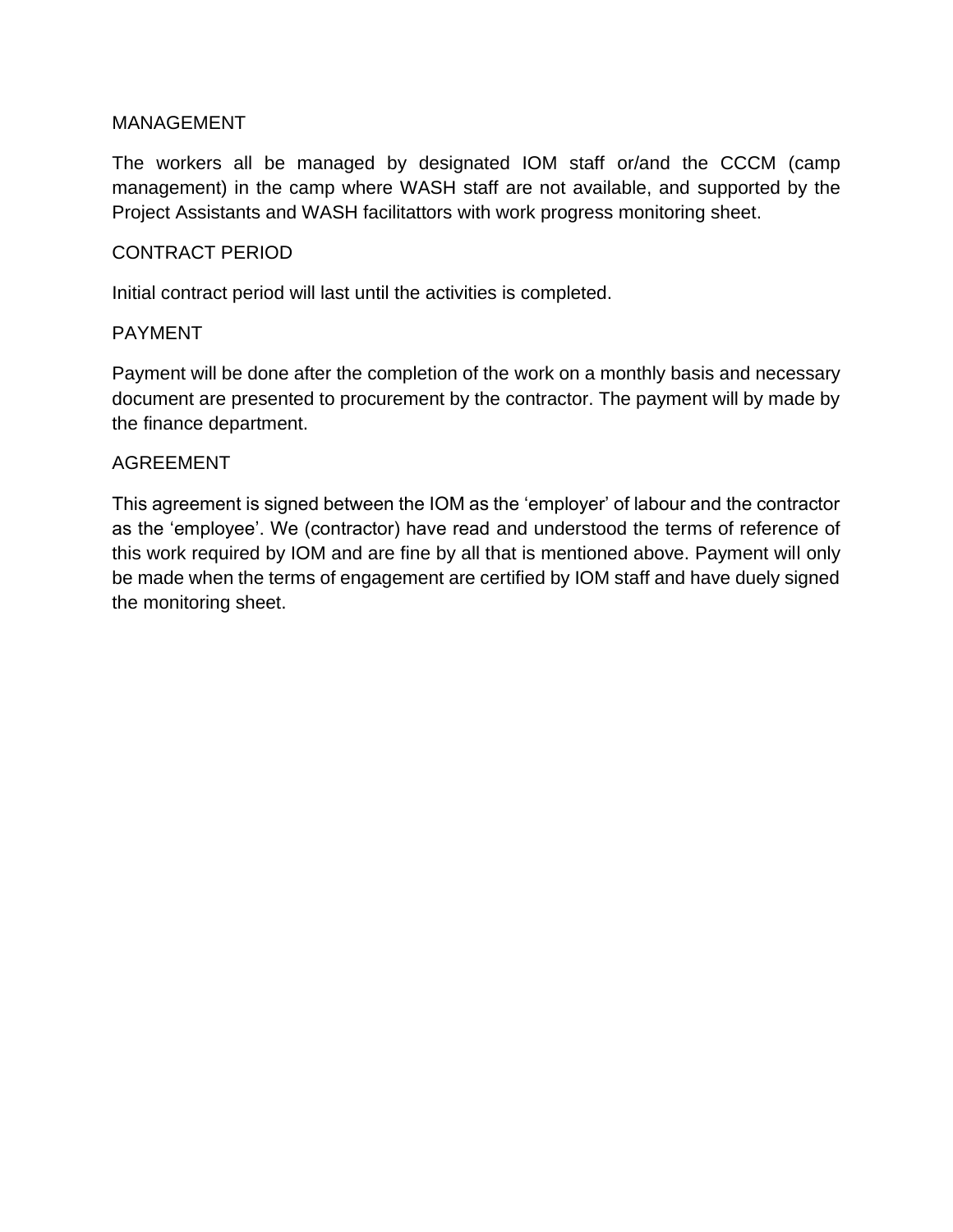## MANAGEMENT

The workers all be managed by designated IOM staff or/and the CCCM (camp management) in the camp where WASH staff are not available, and supported by the Project Assistants and WASH facilitattors with work progress monitoring sheet.

## CONTRACT PERIOD

Initial contract period will last until the activities is completed.

## PAYMENT

Payment will be done after the completion of the work on a monthly basis and necessary document are presented to procurement by the contractor. The payment will by made by the finance department.

## AGREEMENT

This agreement is signed between the IOM as the 'employer' of labour and the contractor as the 'employee'. We (contractor) have read and understood the terms of reference of this work required by IOM and are fine by all that is mentioned above. Payment will only be made when the terms of engagement are certified by IOM staff and have duely signed the monitoring sheet.